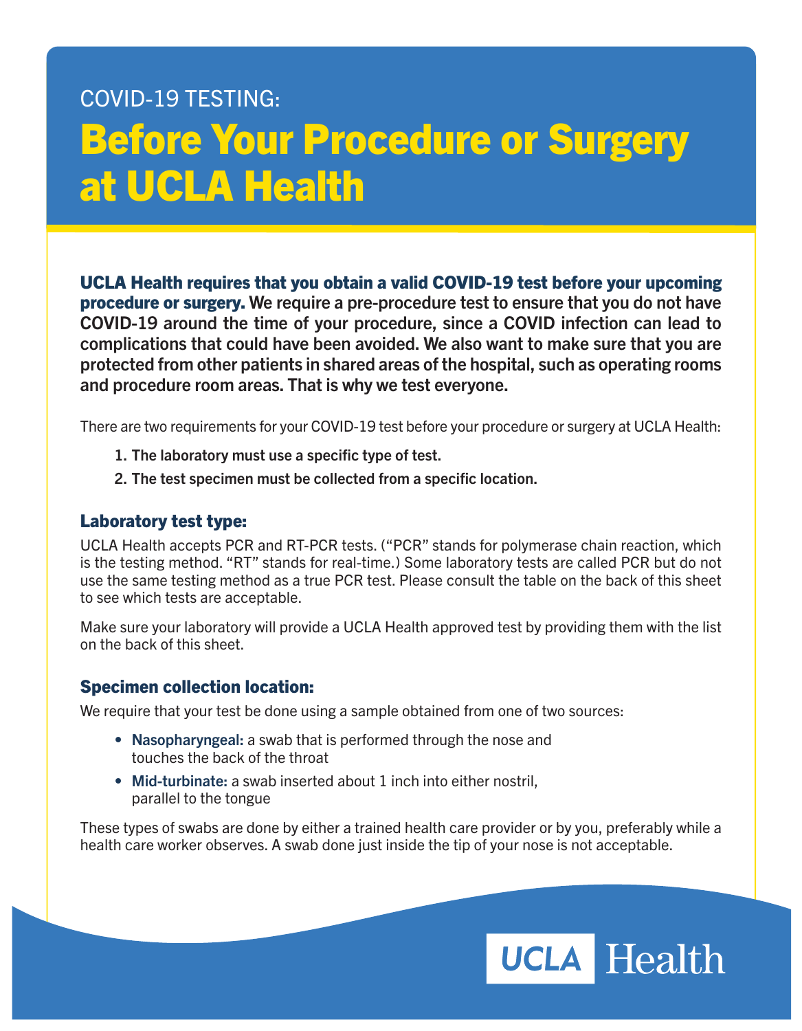COVID-19 TESTING:

# Before Your Procedure or Surgery at UCLA Health

**UCLA Health requires that you obtain a valid COVID-19 test before your upcoming procedure or surgery. We require a pre-procedure test to ensure that you do not have COVID-19 around the time of your procedure, since a COVID infection can lead to complications that could have been avoided. We also want to make sure that you are protected from other patients in shared areas of the hospital, such as operating rooms and procedure room areas. That is why we test everyone.**

There are two requirements for your COVID-19 test before your procedure or surgery at UCLA Health:

1. **The laboratory must use a specific type of test.**
2. **The test specimen must be collected from a specific location.**

## Laboratory test type:

UCLA Health accepts PCR and RT-PCR tests. ("PCR" stands for polymerase chain reaction, which is the testing method. "RT" stands for real-time.) Some laboratory tests are called PCR but do not use the same testing method as a true PCR test. Please consult the table on the back of this sheet to see which tests are acceptable.

Make sure your laboratory will provide a UCLA Health approved test by providing them with the list on the back of this sheet.

## Specimen collection location:

We require that your test be done using a sample obtained from one of two sources:

- **Nasopharyngeal:** a swab that is performed through the nose and touches the back of the throat
- **Mid-turbinate:** a swab inserted about 1 inch into either nostril, parallel to the tongue

These types of swabs are done by either a trained health care provider or by you, preferably while a health care worker observes. A swab done just inside the tip of your nose is not acceptable.

UCLA Health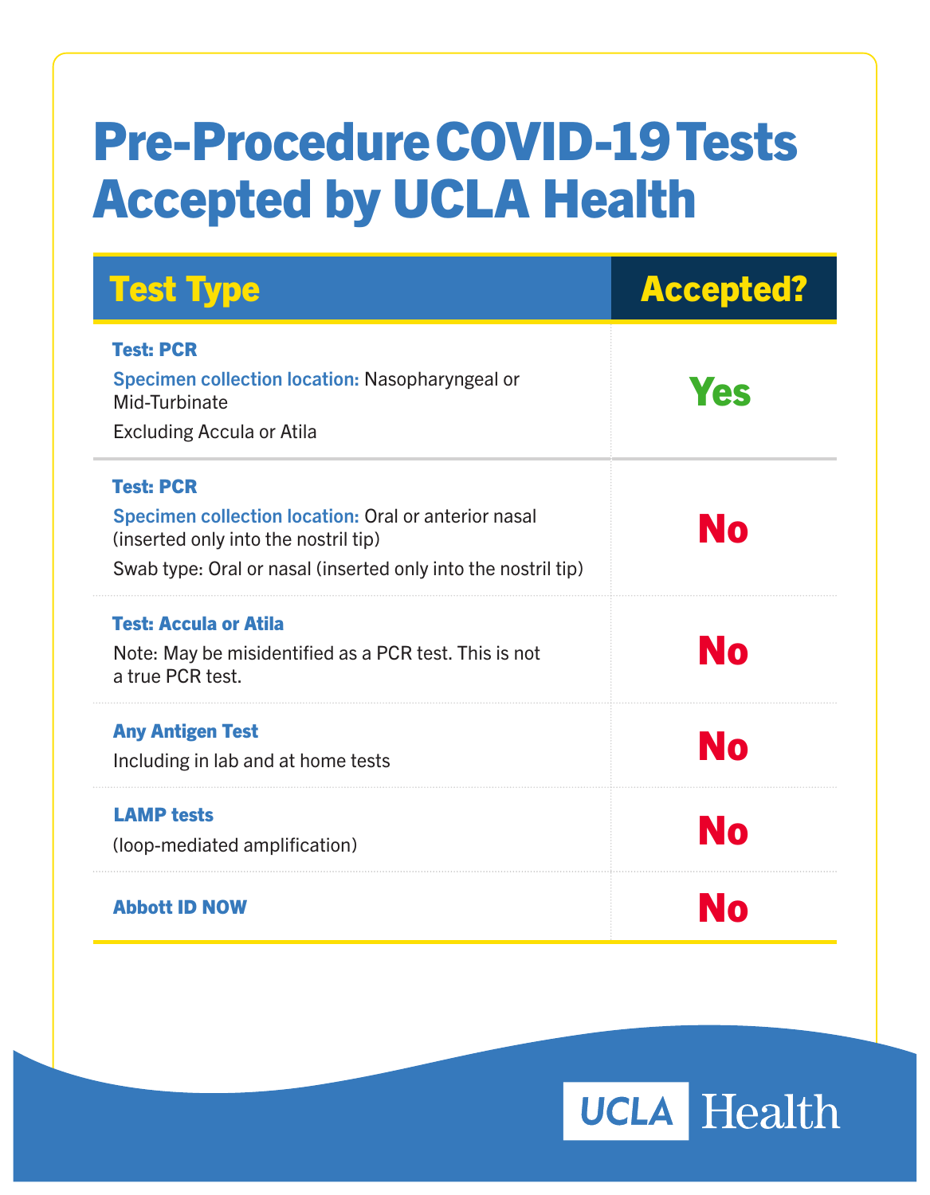# Pre-Procedure COVID-19 Tests Accepted by UCLA Health

| Test Type | Accepted? |
| --- | --- |
| **Test: PCR**<br>**Specimen collection location:** Nasopharyngeal or Mid-Turbinate<br>Excluding Accula or Atila | **Yes** |
| **Test: PCR**<br>**Specimen collection location:** Oral or anterior nasal (inserted only into the nostril tip)<br>Swab type: Oral or nasal (inserted only into the nostril tip) | **No** |
| **Test: Accula or Atila**<br>Note: May be misidentified as a PCR test. This is not a true PCR test. | **No** |
| **Any Antigen Test**<br>Including in lab and at home tests | **No** |
| **LAMP tests**<br>(loop-mediated amplification) | **No** |
| **Abbott ID NOW** | **No** |

UCLA Health